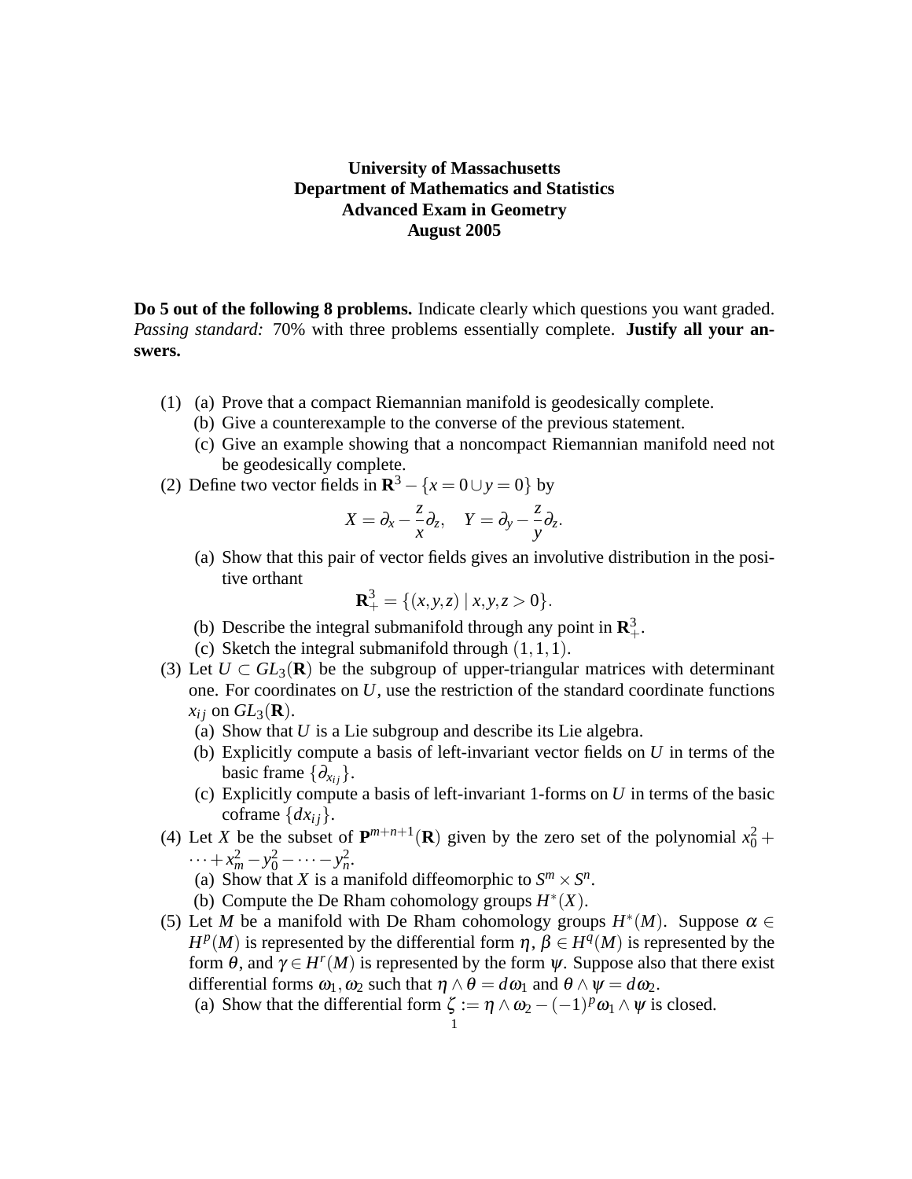**University of Massachusetts**
**Department of Mathematics and Statistics**
**Advanced Exam in Geometry**
**August 2005**

**Do 5 out of the following 8 problems.** Indicate clearly which questions you want graded. *Passing standard:* 70% with three problems essentially complete. **Justify all your answers.**

(1) (a) Prove that a compact Riemannian manifold is geodesically complete.
   (b) Give a counterexample to the converse of the previous statement.
   (c) Give an example showing that a noncompact Riemannian manifold need not be geodesically complete.

(2) Define two vector fields in $\mathbf{R}^3 - \{x = 0 \cup y = 0\}$ by

$$X = \partial_x - \frac{z}{x}\partial_z, \quad Y = \partial_y - \frac{z}{y}\partial_z.$$

   (a) Show that this pair of vector fields gives an involutive distribution in the positive orthant

$$\mathbf{R}^3_+ = \{(x,y,z) \mid x,y,z > 0\}.$$

   (b) Describe the integral submanifold through any point in $\mathbf{R}^3_+$.
   (c) Sketch the integral submanifold through $(1,1,1)$.

(3) Let $U \subset GL_3(\mathbf{R})$ be the subgroup of upper-triangular matrices with determinant one. For coordinates on $U$, use the restriction of the standard coordinate functions $x_{ij}$ on $GL_3(\mathbf{R})$.
   (a) Show that $U$ is a Lie subgroup and describe its Lie algebra.
   (b) Explicitly compute a basis of left-invariant vector fields on $U$ in terms of the basic frame $\{\partial_{x_{ij}}\}$.
   (c) Explicitly compute a basis of left-invariant 1-forms on $U$ in terms of the basic coframe $\{dx_{ij}\}$.

(4) Let $X$ be the subset of $\mathbf{P}^{m+n+1}(\mathbf{R})$ given by the zero set of the polynomial $x_0^2 + \cdots + x_m^2 - y_0^2 - \cdots - y_n^2$.
   (a) Show that $X$ is a manifold diffeomorphic to $S^m \times S^n$.
   (b) Compute the De Rham cohomology groups $H^*(X)$.

(5) Let $M$ be a manifold with De Rham cohomology groups $H^*(M)$. Suppose $\alpha \in H^p(M)$ is represented by the differential form $\eta$, $\beta \in H^q(M)$ is represented by the form $\theta$, and $\gamma \in H^r(M)$ is represented by the form $\psi$. Suppose also that there exist differential forms $\omega_1, \omega_2$ such that $\eta \wedge \theta = d\omega_1$ and $\theta \wedge \psi = d\omega_2$.
   (a) Show that the differential form $\zeta := \eta \wedge \omega_2 - (-1)^p \omega_1 \wedge \psi$ is closed.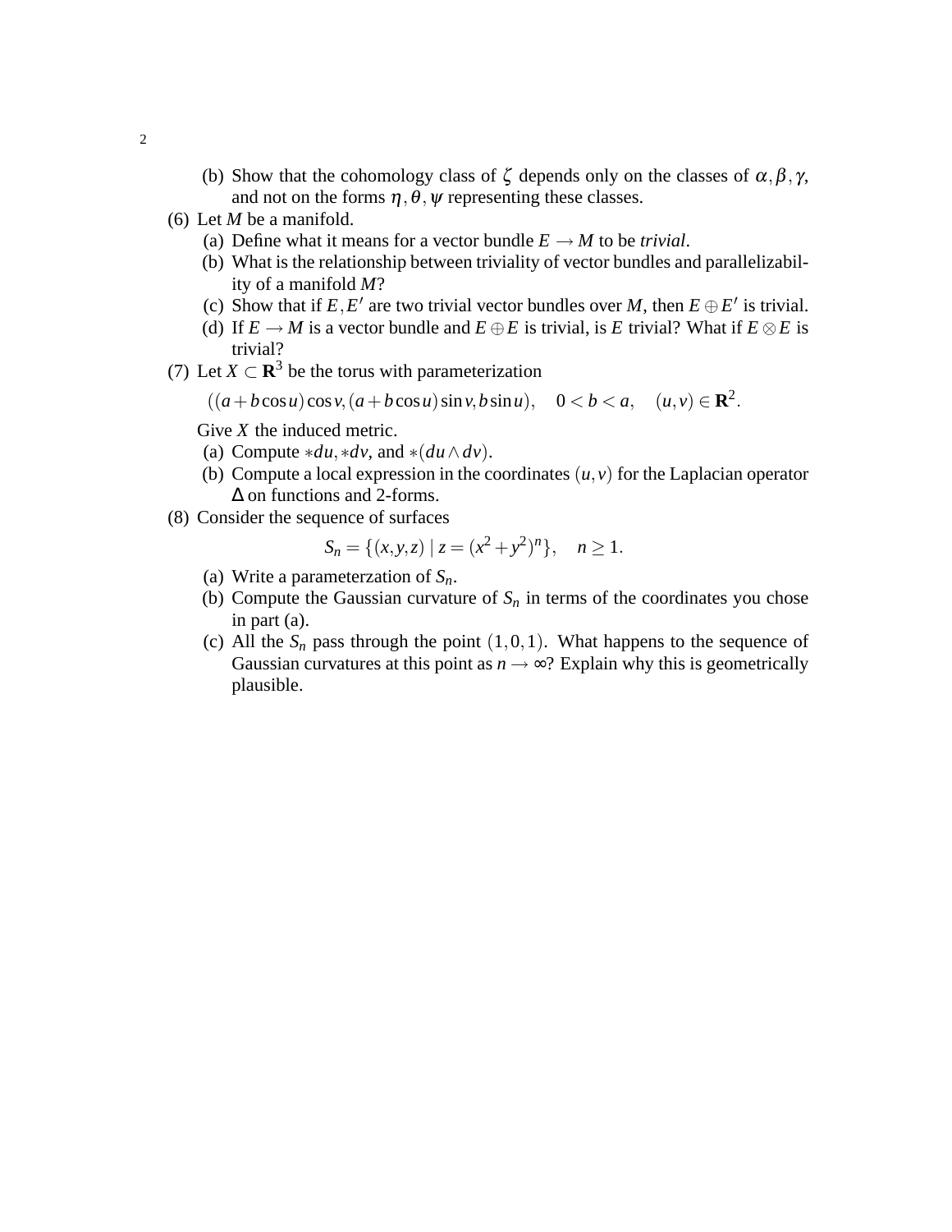(b) Show that the cohomology class of $\zeta$ depends only on the classes of $\alpha, \beta, \gamma$, and not on the forms $\eta, \theta, \psi$ representing these classes.

(6) Let $M$ be a manifold.

   (a) Define what it means for a vector bundle $E \to M$ to be *trivial*.

   (b) What is the relationship between triviality of vector bundles and parallelizability of a manifold $M$?

   (c) Show that if $E, E'$ are two trivial vector bundles over $M$, then $E \oplus E'$ is trivial.

   (d) If $E \to M$ is a vector bundle and $E \oplus E$ is trivial, is $E$ trivial? What if $E \otimes E$ is trivial?

(7) Let $X \subset \mathbf{R}^3$ be the torus with parameterization

$$((a + b\cos u)\cos v, (a + b\cos u)\sin v, b\sin u), \quad 0 < b < a, \quad (u, v) \in \mathbf{R}^2.$$

   Give $X$ the induced metric.

   (a) Compute $*du, *dv$, and $*(du \wedge dv)$.

   (b) Compute a local expression in the coordinates $(u, v)$ for the Laplacian operator $\Delta$ on functions and 2-forms.

(8) Consider the sequence of surfaces

$$S_n = \{(x, y, z) \mid z = (x^2 + y^2)^n\}, \quad n \geq 1.$$

   (a) Write a parameterzation of $S_n$.

   (b) Compute the Gaussian curvature of $S_n$ in terms of the coordinates you chose in part (a).

   (c) All the $S_n$ pass through the point $(1, 0, 1)$. What happens to the sequence of Gaussian curvatures at this point as $n \to \infty$? Explain why this is geometrically plausible.